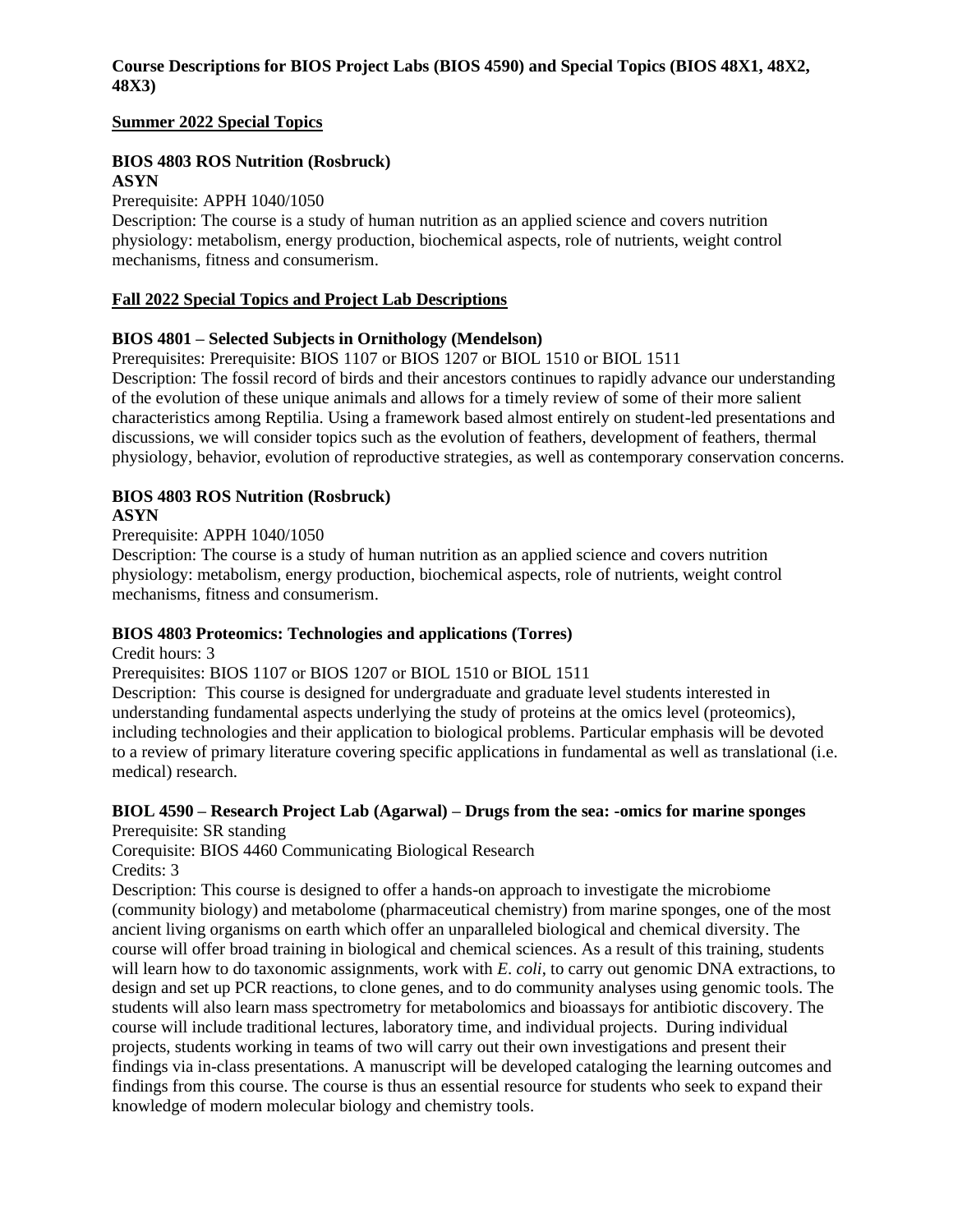**Course Descriptions for BIOS Project Labs (BIOS 4590) and Special Topics (BIOS 48X1, 48X2, 48X3)**

## Summer 2022 Special Topics

### BIOS 4803 ROS Nutrition (Rosbruck)
**ASYN**

Prerequisite: APPH 1040/1050

Description: The course is a study of human nutrition as an applied science and covers nutrition physiology: metabolism, energy production, biochemical aspects, role of nutrients, weight control mechanisms, fitness and consumerism.

## Fall 2022 Special Topics and Project Lab Descriptions

### BIOS 4801 – Selected Subjects in Ornithology (Mendelson)

Prerequisites: Prerequisite: BIOS 1107 or BIOS 1207 or BIOL 1510 or BIOL 1511

Description: The fossil record of birds and their ancestors continues to rapidly advance our understanding of the evolution of these unique animals and allows for a timely review of some of their more salient characteristics among Reptilia. Using a framework based almost entirely on student-led presentations and discussions, we will consider topics such as the evolution of feathers, development of feathers, thermal physiology, behavior, evolution of reproductive strategies, as well as contemporary conservation concerns.

### BIOS 4803 ROS Nutrition (Rosbruck)
**ASYN**

Prerequisite: APPH 1040/1050

Description: The course is a study of human nutrition as an applied science and covers nutrition physiology: metabolism, energy production, biochemical aspects, role of nutrients, weight control mechanisms, fitness and consumerism.

### BIOS 4803 Proteomics: Technologies and applications (Torres)

Credit hours: 3

Prerequisites: BIOS 1107 or BIOS 1207 or BIOL 1510 or BIOL 1511

Description: This course is designed for undergraduate and graduate level students interested in understanding fundamental aspects underlying the study of proteins at the omics level (proteomics), including technologies and their application to biological problems. Particular emphasis will be devoted to a review of primary literature covering specific applications in fundamental as well as translational (i.e. medical) research.

### BIOL 4590 – Research Project Lab (Agarwal) – Drugs from the sea: -omics for marine sponges

Prerequisite: SR standing

Corequisite: BIOS 4460 Communicating Biological Research

Credits: 3

Description: This course is designed to offer a hands-on approach to investigate the microbiome (community biology) and metabolome (pharmaceutical chemistry) from marine sponges, one of the most ancient living organisms on earth which offer an unparalleled biological and chemical diversity. The course will offer broad training in biological and chemical sciences. As a result of this training, students will learn how to do taxonomic assignments, work with *E. coli*, to carry out genomic DNA extractions, to design and set up PCR reactions, to clone genes, and to do community analyses using genomic tools. The students will also learn mass spectrometry for metabolomics and bioassays for antibiotic discovery. The course will include traditional lectures, laboratory time, and individual projects. During individual projects, students working in teams of two will carry out their own investigations and present their findings via in-class presentations. A manuscript will be developed cataloging the learning outcomes and findings from this course. The course is thus an essential resource for students who seek to expand their knowledge of modern molecular biology and chemistry tools.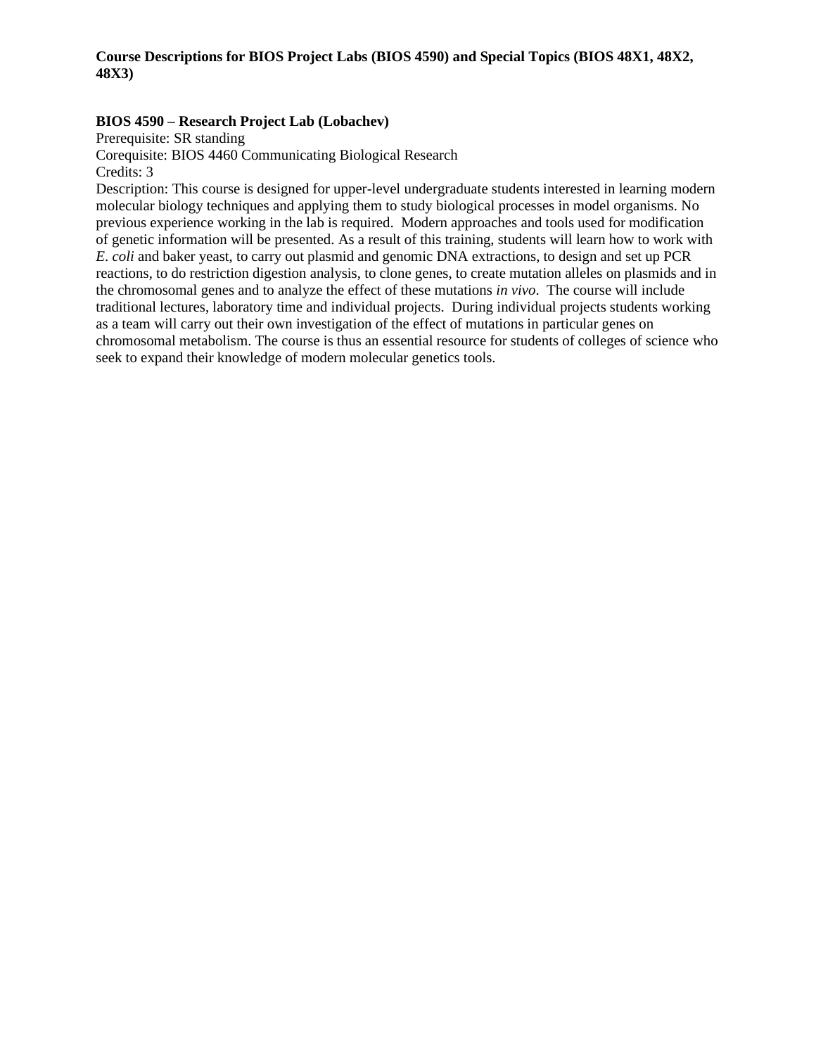**Course Descriptions for BIOS Project Labs (BIOS 4590) and Special Topics (BIOS 48X1, 48X2, 48X3)**

**BIOS 4590 – Research Project Lab (Lobachev)**
Prerequisite: SR standing
Corequisite: BIOS 4460 Communicating Biological Research
Credits: 3
Description: This course is designed for upper-level undergraduate students interested in learning modern molecular biology techniques and applying them to study biological processes in model organisms. No previous experience working in the lab is required. Modern approaches and tools used for modification of genetic information will be presented. As a result of this training, students will learn how to work with *E. coli* and baker yeast, to carry out plasmid and genomic DNA extractions, to design and set up PCR reactions, to do restriction digestion analysis, to clone genes, to create mutation alleles on plasmids and in the chromosomal genes and to analyze the effect of these mutations *in vivo*. The course will include traditional lectures, laboratory time and individual projects. During individual projects students working as a team will carry out their own investigation of the effect of mutations in particular genes on chromosomal metabolism. The course is thus an essential resource for students of colleges of science who seek to expand their knowledge of modern molecular genetics tools.